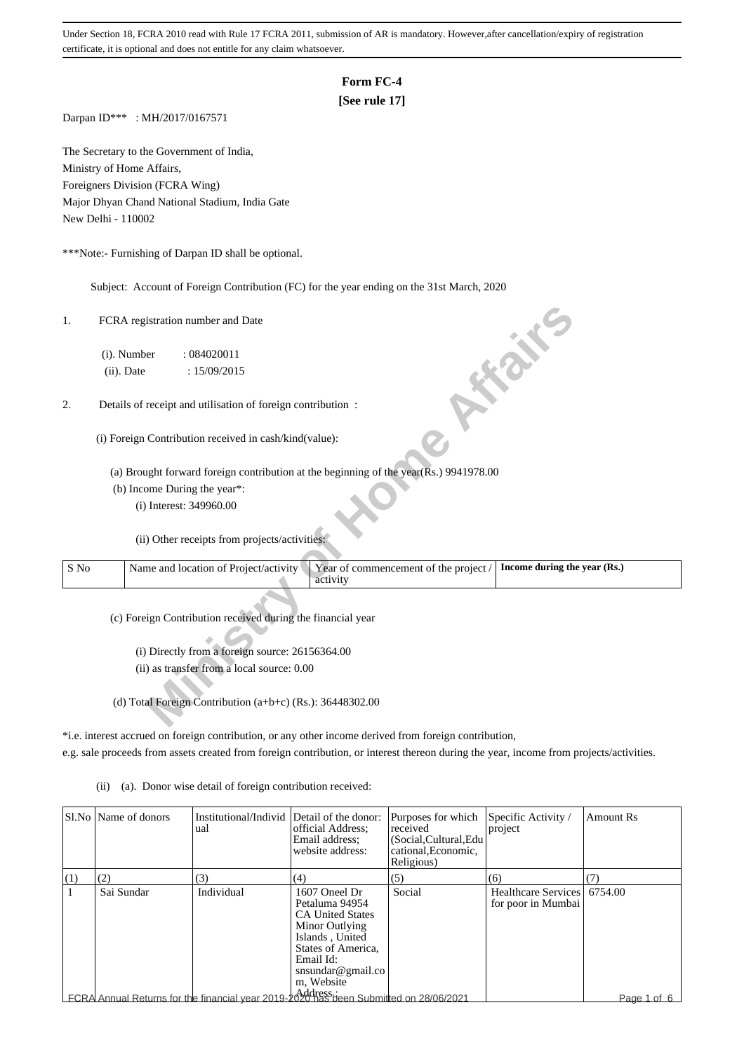Under Section 18, FCRA 2010 read with Rule 17 FCRA 2011, submission of AR is mandatory. However,after cancellation/expiry of registration certificate, it is optional and does not entitle for any claim whatsoever.

# Form FC-4

**[See rule 17]**

Darpan ID*** : MH/2017/0167571

The Secretary to the Government of India,
Ministry of Home Affairs,
Foreigners Division (FCRA Wing)
Major Dhyan Chand National Stadium, India Gate
New Delhi - 110002

***Note:- Furnishing of Darpan ID shall be optional.

Subject: Account of Foreign Contribution (FC) for the year ending on the 31st March, 2020

1. FCRA registration number and Date

   (i). Number : 084020011

   (ii). Date : 15/09/2015

2. Details of receipt and utilisation of foreign contribution :

   (i) Foreign Contribution received in cash/kind(value):

   (a) Brought forward foreign contribution at the beginning of the year(Rs.) 9941978.00

   (b) Income During the year*:

   (i) Interest: 349960.00

   (ii) Other receipts from projects/activities:

| S No | Name and location of Project/activity | Year of commencement of the project / activity | Income during the year (Rs.) |
|---|---|---|---|

   (c) Foreign Contribution received during the financial year

   (i) Directly from a foreign source: 26156364.00

   (ii) as transfer from a local source: 0.00

   (d) Total Foreign Contribution (a+b+c) (Rs.): 36448302.00

*i.e. interest accrued on foreign contribution, or any other income derived from foreign contribution, e.g. sale proceeds from assets created from foreign contribution, or interest thereon during the year, income from projects/activities.

(ii) (a). Donor wise detail of foreign contribution received:

| Sl.No | Name of donors | Institutional/Individual | Detail of the donor: official Address; Email address; website address: | Purposes for which received (Social,Cultural,Educational,Economic, Religious) | Specific Activity / project | Amount Rs |
|---|---|---|---|---|---|---|
| (1) | (2) | (3) | (4) | (5) | (6) | (7) |
| 1 | Sai Sundar | Individual | 1607 Oneel Dr Petaluma 94954 CA United States Minor Outlying Islands , United States of America, Email Id: snsundar@gmail.com, Website Address : | Social | Healthcare Services for poor in Mumbai | 6754.00 |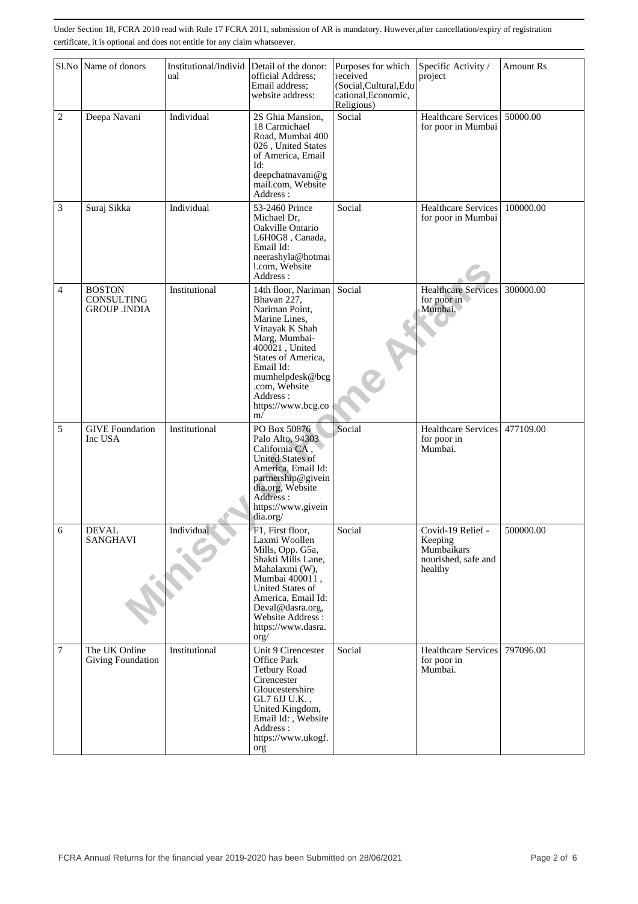Under Section 18, FCRA 2010 read with Rule 17 FCRA 2011, submission of AR is mandatory. However,after cancellation/expiry of registration certificate, it is optional and does not entitle for any claim whatsoever.

| Sl.No | Name of donors | Institutional/Individual | Detail of the donor: official Address; Email address; website address: | Purposes for which received (Social,Cultural,Educational,Economic, Religious) | Specific Activity / project | Amount Rs |
|---|---|---|---|---|---|---|
| 2 | Deepa Navani | Individual | 2S Ghia Mansion, 18 Carmichael Road, Mumbai 400 026 , United States of America, Email Id: deepchatnavani@gmail.com, Website Address : | Social | Healthcare Services for poor in Mumbai | 50000.00 |
| 3 | Suraj Sikka | Individual | 53-2460 Prince Michael Dr, Oakville Ontario L6H0G8 , Canada, Email Id: neerashyla@hotmail.com, Website Address : | Social | Healthcare Services for poor in Mumbai | 100000.00 |
| 4 | BOSTON CONSULTING GROUP .INDIA | Institutional | 14th floor, Nariman Bhavan 227, Nariman Point, Marine Lines, Vinayak K Shah Marg, Mumbai-400021 , United States of America, Email Id: mumhelpdesk@bcg.com, Website Address : https://www.bcg.com/ | Social | Healthcare Services for poor in Mumbai. | 300000.00 |
| 5 | GIVE Foundation Inc USA | Institutional | PO Box 50876 Palo Alto, 94303 California CA , United States of America, Email Id: partnership@giveindia.org, Website Address : https://www.giveindia.org/ | Social | Healthcare Services for poor in Mumbai. | 477109.00 |
| 6 | DEVAL SANGHAVI | Individual | F1, First floor, Laxmi Woollen Mills, Opp. G5a, Shakti Mills Lane, Mahalaxmi (W), Mumbai 400011 , United States of America, Email Id: Deval@dasra.org, Website Address : https://www.dasra.org/ | Social | Covid-19 Relief - Keeping Mumbaikars nourished, safe and healthy | 500000.00 |
| 7 | The UK Online Giving Foundation | Institutional | Unit 9 Cirencester Office Park Tetbury Road Cirencester Gloucestershire GL7 6JJ U.K. , United Kingdom, Email Id: , Website Address : https://www.ukogf.org | Social | Healthcare Services for poor in Mumbai. | 797096.00 |

FCRA Annual Returns for the financial year 2019-2020 has been Submitted on 28/06/2021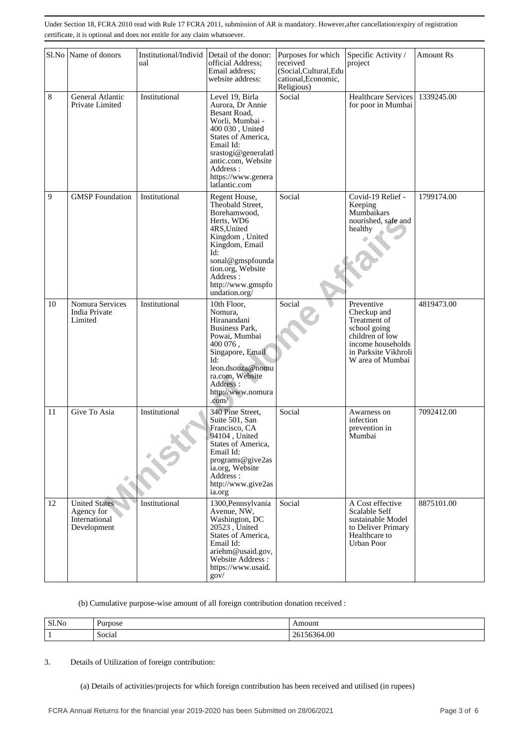Under Section 18, FCRA 2010 read with Rule 17 FCRA 2011, submission of AR is mandatory. However,after cancellation/expiry of registration certificate, it is optional and does not entitle for any claim whatsoever.

| Sl.No | Name of donors | Institutional/Individual | Detail of the donor: official Address; Email address; website address: | Purposes for which received (Social,Cultural,Educational,Economic, Religious) | Specific Activity / project | Amount Rs |
|---|---|---|---|---|---|---|
| 8 | General Atlantic Private Limited | Institutional | Level 19, Birla Aurora, Dr Annie Besant Road, Worli, Mumbai - 400 030 , United States of America, Email Id: srastogi@generalatlantic.com, Website Address : https://www.generalatlantic.com | Social | Healthcare Services for poor in Mumbai | 1339245.00 |
| 9 | GMSP Foundation | Institutional | Regent House, Theobald Street, Borehamwood, Herts, WD6 4RS,United Kingdom , United Kingdom, Email Id: sonal@gmspfoundation.org, Website Address : http://www.gmspfoundation.org/ | Social | Covid-19 Relief - Keeping Mumbaikars nourished, safe and healthy | 1799174.00 |
| 10 | Nomura Services India Private Limited | Institutional | 10th Floor, Nomura, Hiranandani Business Park, Powai, Mumbai 400 076 , Singapore, Email Id: leon.dsouza@nomura.com, Website Address : http://www.nomura.com/ | Social | Preventive Checkup and Treatment of school going children of low income households in Parksite Vikhroli W area of Mumbai | 4819473.00 |
| 11 | Give To Asia | Institutional | 340 Pine Street, Suite 501, San Francisco, CA 94104 , United States of America, Email Id: programs@give2asia.org, Website Address : http://www.give2asia.org | Social | Awarness on infection prevention in Mumbai | 7092412.00 |
| 12 | United States Agency for International Development | Institutional | 1300,Pennsylvania Avenue, NW, Washington, DC 20523 , United States of America, Email Id: ariehm@usaid.gov, Website Address : https://www.usaid.gov/ | Social | A Cost effective Scalable Self sustainable Model to Deliver Primary Healthcare to Urban Poor | 8875101.00 |

(b) Cumulative purpose-wise amount of all foreign contribution donation received :

| Sl.No | Purpose | Amount |
|---|---|---|
| 1 | Social | 26156364.00 |

3. Details of Utilization of foreign contribution:

(a) Details of activities/projects for which foreign contribution has been received and utilised (in rupees)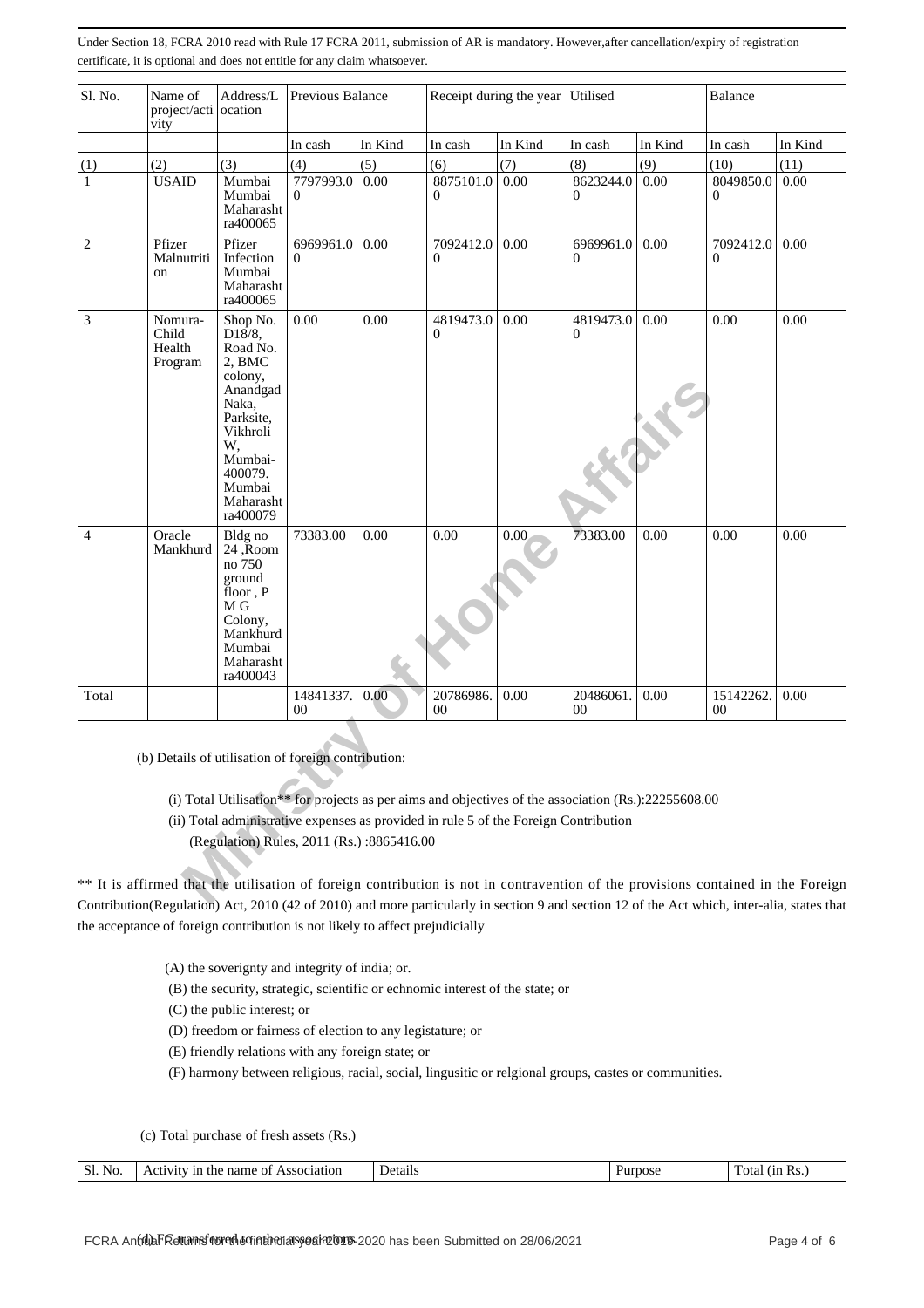Under Section 18, FCRA 2010 read with Rule 17 FCRA 2011, submission of AR is mandatory. However,after cancellation/expiry of registration certificate, it is optional and does not entitle for any claim whatsoever.

| Sl. No. | Name of project/activity | Address/Location | Previous Balance | | Receipt during the year | | Utilised | | Balance | |
|---|---|---|---|---|---|---|---|---|---|---|
| | | | In cash | In Kind | In cash | In Kind | In cash | In Kind | In cash | In Kind |
| (1) | (2) | (3) | (4) | (5) | (6) | (7) | (8) | (9) | (10) | (11) |
| 1 | USAID | Mumbai Mumbai Maharashtra400065 | 7797993.00 | 0.00 | 8875101.00 | 0.00 | 8623244.00 | 0.00 | 8049850.00 | 0.00 |
| 2 | Pfizer Malnutrition | Pfizer Infection Mumbai Maharashtra400065 | 6969961.00 | 0.00 | 7092412.00 | 0.00 | 6969961.00 | 0.00 | 7092412.00 | 0.00 |
| 3 | Nomura-Child Health Program | Shop No. D18/8, Road No. 2, BMC colony, Anandgad Naka, Parksite, Vikhroli W, Mumbai-400079. Mumbai Maharashtra400079 | 0.00 | 0.00 | 4819473.00 | 0.00 | 4819473.00 | 0.00 | 0.00 | 0.00 |
| 4 | Oracle Mankhurd | Bldg no 24 ,Room no 750 ground floor , P M G Colony, Mankhurd Mumbai Maharashtra400043 | 73383.00 | 0.00 | 0.00 | 0.00 | 73383.00 | 0.00 | 0.00 | 0.00 |
| Total | | | 14841337.00 | 0.00 | 20786986.00 | 0.00 | 20486061.00 | 0.00 | 15142262.00 | 0.00 |

(b) Details of utilisation of foreign contribution:

(i) Total Utilisation** for projects as per aims and objectives of the association (Rs.):22255608.00

(ii) Total administrative expenses as provided in rule 5 of the Foreign Contribution (Regulation) Rules, 2011 (Rs.) :8865416.00

** It is affirmed that the utilisation of foreign contribution is not in contravention of the provisions contained in the Foreign Contribution(Regulation) Act, 2010 (42 of 2010) and more particularly in section 9 and section 12 of the Act which, inter-alia, states that the acceptance of foreign contribution is not likely to affect prejudicially

(A) the soverignty and integrity of india; or.

(B) the security, strategic, scientific or echnomic interest of the state; or

(C) the public interest; or

(D) freedom or fairness of election to any legistature; or

(E) friendly relations with any foreign state; or

(F) harmony between religious, racial, social, lingusitic or relgional groups, castes or communities.

(c) Total purchase of fresh assets (Rs.)

| Sl. No. | Activity in the name of Association | Details | Purpose | Total (in Rs.) |
|---|---|---|---|---|

(d) FC transferred to other associations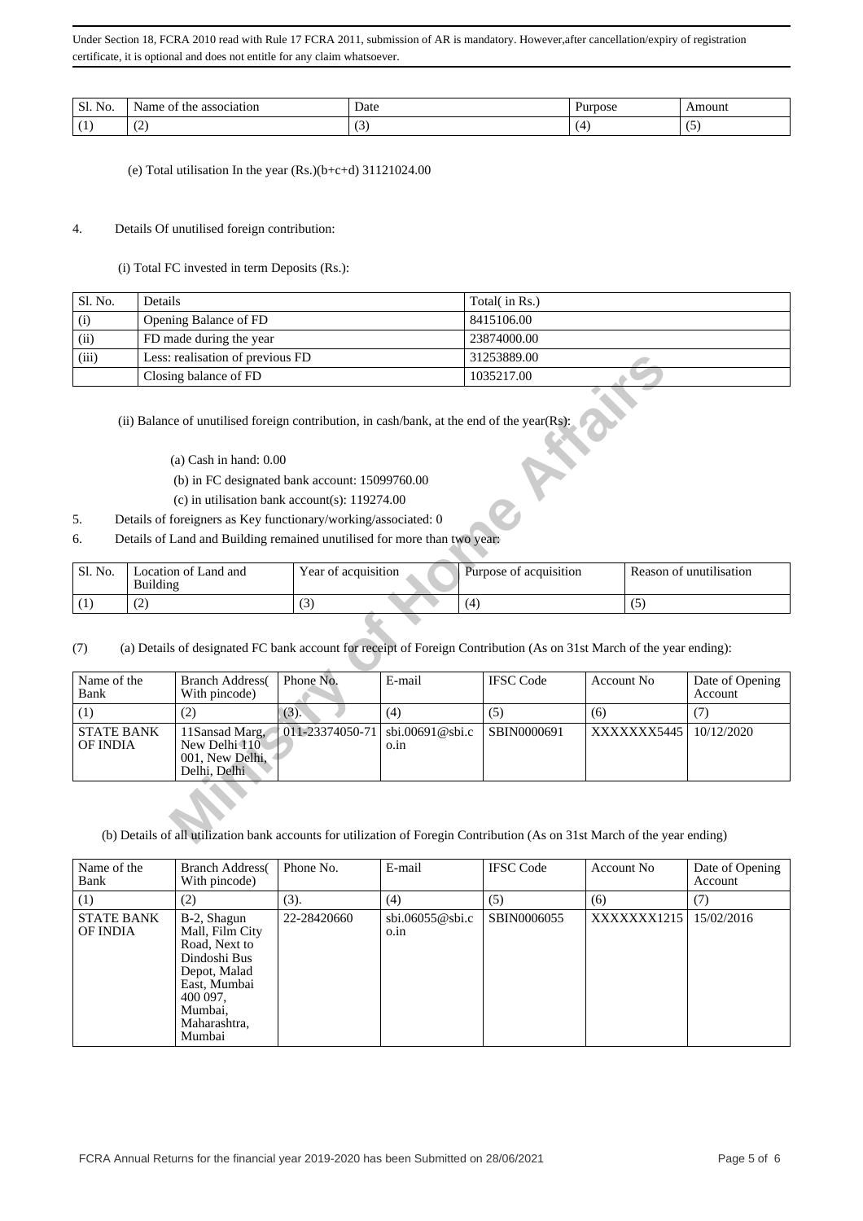Under Section 18, FCRA 2010 read with Rule 17 FCRA 2011, submission of AR is mandatory. However,after cancellation/expiry of registration certificate, it is optional and does not entitle for any claim whatsoever.

| Sl. No. | Name of the association | Date | Purpose | Amount |
|---|---|---|---|---|
| (1) | (2) | (3) | (4) | (5) |

(e) Total utilisation In the year (Rs.)(b+c+d) 31121024.00

4. Details Of unutilised foreign contribution:

(i) Total FC invested in term Deposits (Rs.):

| Sl. No. | Details | Total( in Rs.) |
|---|---|---|
| (i) | Opening Balance of FD | 8415106.00 |
| (ii) | FD made during the year | 23874000.00 |
| (iii) | Less: realisation of previous FD | 31253889.00 |
| | Closing balance of FD | 1035217.00 |

(ii) Balance of unutilised foreign contribution, in cash/bank, at the end of the year(Rs):

(a) Cash in hand: 0.00

(b) in FC designated bank account: 15099760.00

(c) in utilisation bank account(s): 119274.00

5. Details of foreigners as Key functionary/working/associated: 0

6. Details of Land and Building remained unutilised for more than two year:

| Sl. No. | Location of Land and Building | Year of acquisition | Purpose of acquisition | Reason of unutilisation |
|---|---|---|---|---|
| (1) | (2) | (3) | (4) | (5) |

(7) (a) Details of designated FC bank account for receipt of Foreign Contribution (As on 31st March of the year ending):

| Name of the Bank | Branch Address( With pincode) | Phone No. | E-mail | IFSC Code | Account No | Date of Opening Account |
|---|---|---|---|---|---|---|
| (1) | (2) | (3). | (4) | (5) | (6) | (7) |
| STATE BANK OF INDIA | 11Sansad Marg, New Delhi 110 001, New Delhi, Delhi, Delhi | 011-23374050-71 | sbi.00691@sbi.co.in | SBIN0000691 | XXXXXXX5445 | 10/12/2020 |

(b) Details of all utilization bank accounts for utilization of Foregin Contribution (As on 31st March of the year ending)

| Name of the Bank | Branch Address( With pincode) | Phone No. | E-mail | IFSC Code | Account No | Date of Opening Account |
|---|---|---|---|---|---|---|
| (1) | (2) | (3). | (4) | (5) | (6) | (7) |
| STATE BANK OF INDIA | B-2, Shagun Mall, Film City Road, Next to Dindoshi Bus Depot, Malad East, Mumbai 400 097, Mumbai, Maharashtra, Mumbai | 22-28420660 | sbi.06055@sbi.co.in | SBIN0006055 | XXXXXXX1215 | 15/02/2016 |

FCRA Annual Returns for the financial year 2019-2020 has been Submitted on 28/06/2021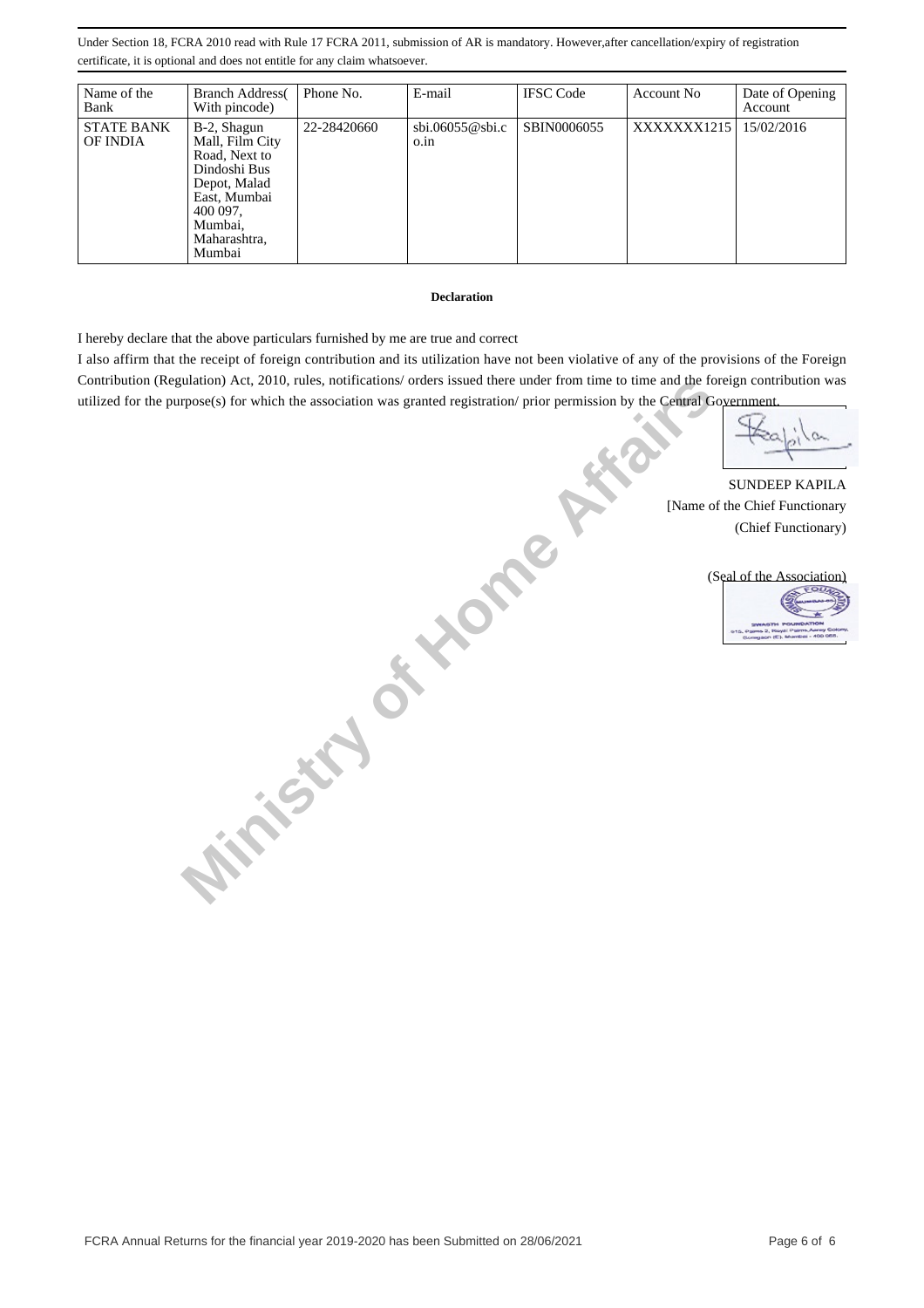Under Section 18, FCRA 2010 read with Rule 17 FCRA 2011, submission of AR is mandatory. However,after cancellation/expiry of registration certificate, it is optional and does not entitle for any claim whatsoever.

| Name of the Bank | Branch Address( With pincode) | Phone No. | E-mail | IFSC Code | Account No | Date of Opening Account |
|---|---|---|---|---|---|---|
| STATE BANK OF INDIA | B-2, Shagun Mall, Film City Road, Next to Dindoshi Bus Depot, Malad East, Mumbai 400 097, Mumbai, Maharashtra, Mumbai | 22-28420660 | sbi.06055@sbi.co.in | SBIN0006055 | XXXXXXX1215 | 15/02/2016 |

**Declaration**

I hereby declare that the above particulars furnished by me are true and correct

I also affirm that the receipt of foreign contribution and its utilization have not been violative of any of the provisions of the Foreign Contribution (Regulation) Act, 2010, rules, notifications/ orders issued there under from time to time and the foreign contribution was utilized for the purpose(s) for which the association was granted registration/ prior permission by the Central Government.

SUNDEEP KAPILA
[Name of the Chief Functionary
(Chief Functionary)

(Seal of the Association)

FCRA Annual Returns for the financial year 2019-2020 has been Submitted on 28/06/2021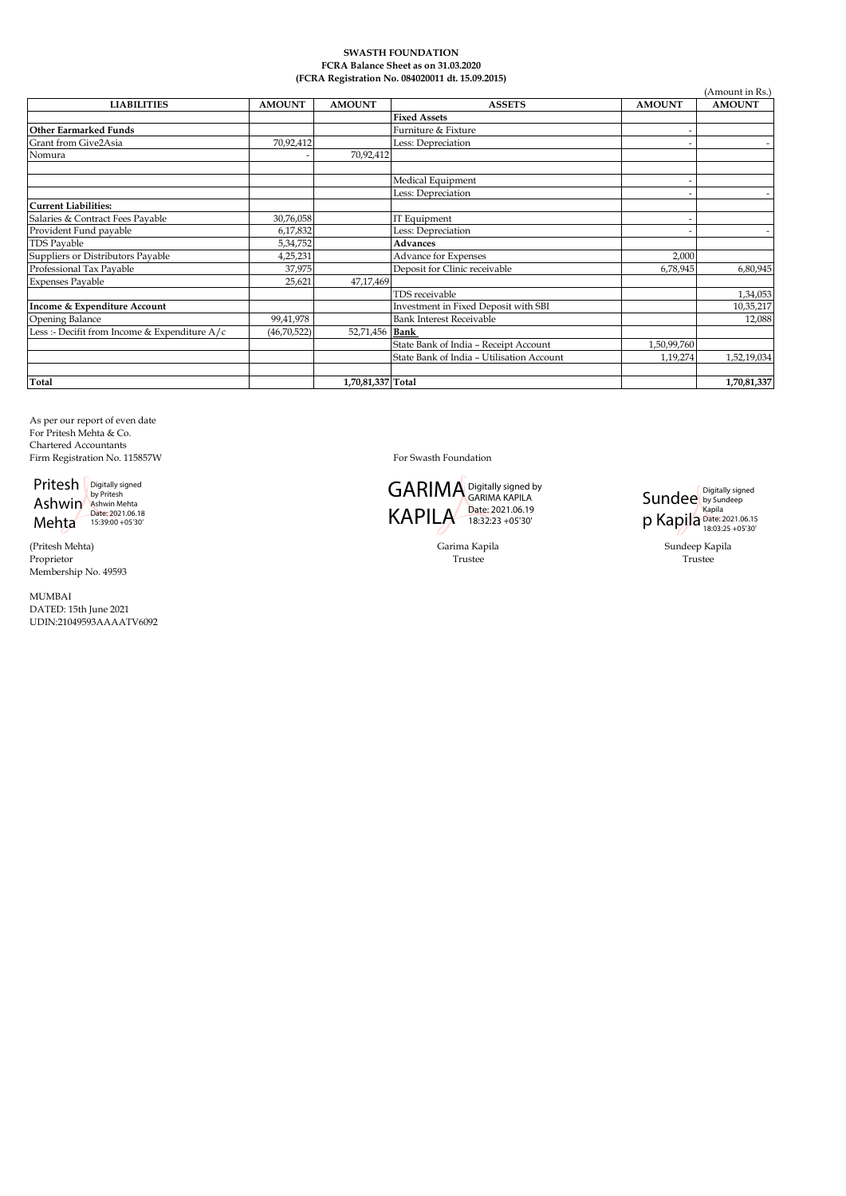**SWASTH FOUNDATION**
**FCRA Balance Sheet as on 31.03.2020**
**(FCRA Registration No. 084020011 dt. 15.09.2015)**

(Amount in Rs.)

| LIABILITIES | AMOUNT | AMOUNT | ASSETS | AMOUNT | AMOUNT |
|---|---|---|---|---|---|
| | | | **Fixed Assets** | | |
| **Other Earmarked Funds** | | | Furniture & Fixture | - | |
| Grant from Give2Asia | 70,92,412 | | Less: Depreciation | - | - |
| Nomura | - | 70,92,412 | | | |
| | | | | | |
| | | | Medical Equipment | - | |
| | | | Less: Depreciation | - | - |
| **Current Liabilities:** | | | | | |
| Salaries & Contract Fees Payable | 30,76,058 | | IT Equipment | - | |
| Provident Fund payable | 6,17,832 | | Less: Depreciation | - | - |
| TDS Payable | 5,34,752 | | **Advances** | | |
| Suppliers or Distributors Payable | 4,25,231 | | Advance for Expenses | 2,000 | |
| Professional Tax Payable | 37,975 | | Deposit for Clinic receivable | 6,78,945 | 6,80,945 |
| Expenses Payable | 25,621 | 47,17,469 | | | |
| | | | TDS receivable | | 1,34,053 |
| **Income & Expenditure Account** | | | Investment in Fixed Deposit with SBI | | 10,35,217 |
| Opening Balance | 99,41,978 | | Bank Interest Receivable | | 12,088 |
| Less :- Decifit from Income & Expenditure A/c | (46,70,522) | 52,71,456 | **Bank** | | |
| | | | State Bank of India – Receipt Account | 1,50,99,760 | |
| | | | State Bank of India – Utilisation Account | 1,19,274 | 1,52,19,034 |
| | | | | | |
| **Total** | | 1,70,81,337 | **Total** | | 1,70,81,337 |

As per our report of even date
For Pritesh Mehta & Co.
Chartered Accountants
Firm Registration No. 115857W

Pritesh Ashwin Mehta — Digitally signed by Pritesh Ashwin Mehta Date: 2021.06.18 15:39:00 +05'30'

(Pritesh Mehta)
Proprietor
Membership No. 49593

MUMBAI
DATED: 15th June 2021
UDIN:21049593AAAATV6092

For Swasth Foundation

GARIMA KAPILA — Digitally signed by GARIMA KAPILA Date: 2021.06.19 18:32:23 +05'30'

Garima Kapila
Trustee

Sundeep Kapila — Digitally signed by Sundeep Kapila Date: 2021.06.15 18:03:25 +05'30'

Sundeep Kapila
Trustee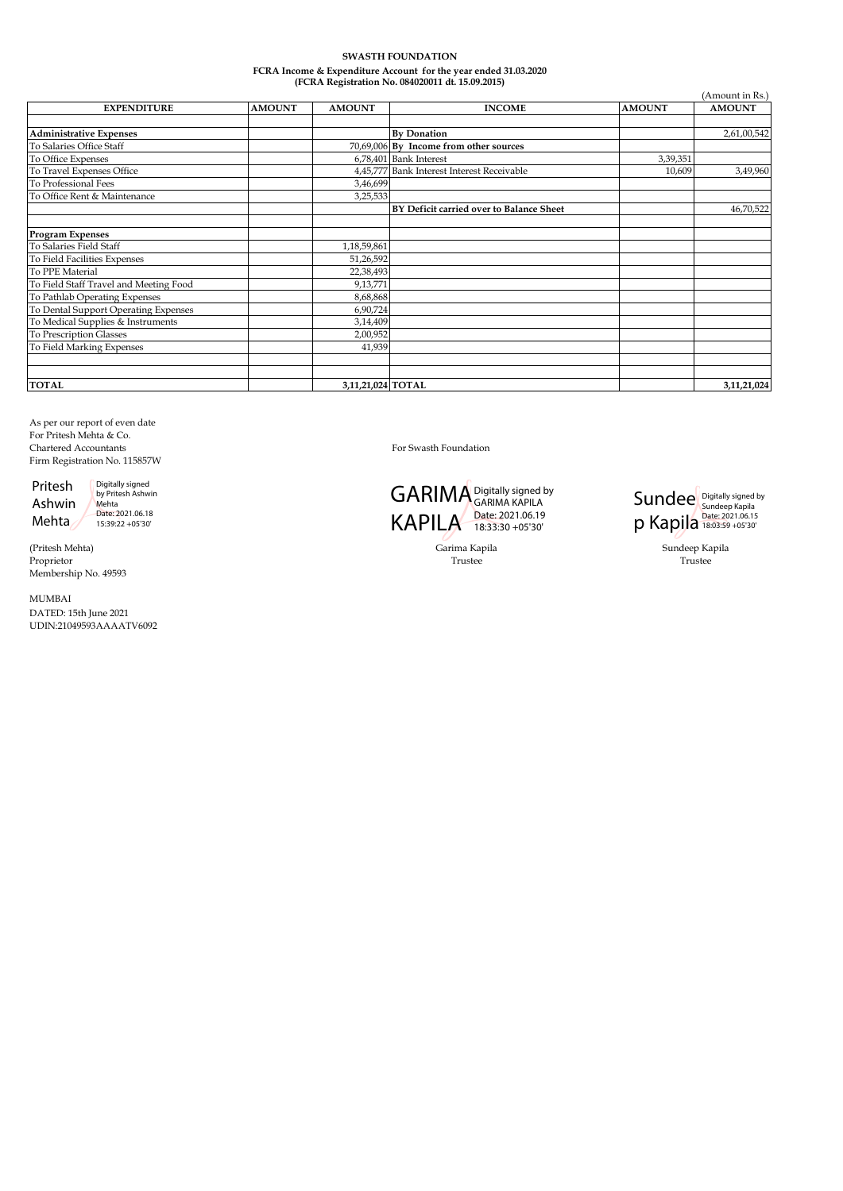**SWASTH FOUNDATION**

**FCRA Income & Expenditure Account for the year ended 31.03.2020**
**(FCRA Registration No. 084020011 dt. 15.09.2015)**

(Amount in Rs.)

| EXPENDITURE | AMOUNT | AMOUNT | INCOME | AMOUNT | AMOUNT |
|---|---|---|---|---|---|
| | | | | | |
| **Administrative Expenses** | | | **By Donation** | | 2,61,00,542 |
| To Salaries Office Staff | | 70,69,006 | **By Income from other sources** | | |
| To Office Expenses | | 6,78,401 | Bank Interest | 3,39,351 | |
| To Travel Expenses Office | | 4,45,777 | Bank Interest Interest Receivable | 10,609 | 3,49,960 |
| To Professional Fees | | 3,46,699 | | | |
| To Office Rent & Maintenance | | 3,25,533 | | | |
| | | | **BY Deficit carried over to Balance Sheet** | | 46,70,522 |
| | | | | | |
| **Program Expenses** | | | | | |
| To Salaries Field Staff | | 1,18,59,861 | | | |
| To Field Facilities Expenses | | 51,26,592 | | | |
| To PPE Material | | 22,38,493 | | | |
| To Field Staff Travel and Meeting Food | | 9,13,771 | | | |
| To Pathlab Operating Expenses | | 8,68,868 | | | |
| To Dental Support Operating Expenses | | 6,90,724 | | | |
| To Medical Supplies & Instruments | | 3,14,409 | | | |
| To Prescription Glasses | | 2,00,952 | | | |
| To Field Marking Expenses | | 41,939 | | | |
| | | | | | |
| | | | | | |
| **TOTAL** | | **3,11,21,024** | **TOTAL** | | **3,11,21,024** |

As per our report of even date
For Pritesh Mehta & Co.
Chartered Accountants
Firm Registration No. 115857W

Pritesh Ashwin Mehta — Digitally signed by Pritesh Ashwin Mehta, Date: 2021.06.18 15:39:22 +05'30'

(Pritesh Mehta)
Proprietor
Membership No. 49593

MUMBAI
DATED: 15th June 2021
UDIN:21049593AAAATV6092

For Swasth Foundation

GARIMA KAPILA — Digitally signed by GARIMA KAPILA, Date: 2021.06.19 18:33:30 +05'30'

Garima Kapila
Trustee

Sundeep Kapila — Digitally signed by Sundeep Kapila, Date: 2021.06.15 18:03:59 +05'30'

Sundeep Kapila
Trustee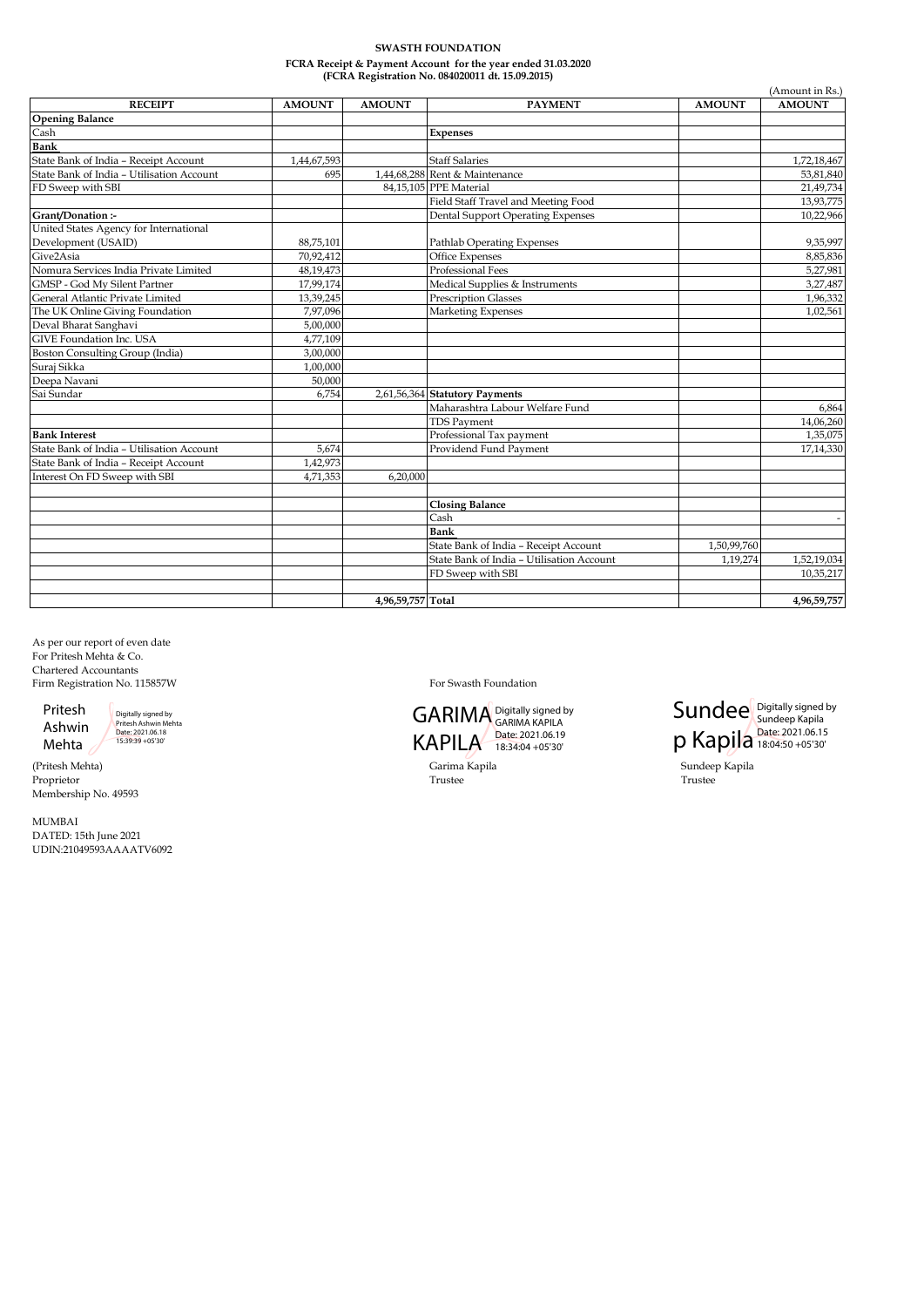**SWASTH FOUNDATION**

**FCRA Receipt & Payment Account for the year ended 31.03.2020**
**(FCRA Registration No. 084020011 dt. 15.09.2015)**

(Amount in Rs.)

| RECEIPT | AMOUNT | AMOUNT | PAYMENT | AMOUNT | AMOUNT |
|---|---|---|---|---|---|
| **Opening Balance** | | | | | |
| Cash | | | **Expenses** | | |
| **Bank** | | | | | |
| State Bank of India – Receipt Account | 1,44,67,593 | | Staff Salaries | | 1,72,18,467 |
| State Bank of India – Utilisation Account | 695 | 1,44,68,288 | Rent & Maintenance | | 53,81,840 |
| FD Sweep with SBI | | 84,15,105 | PPE Material | | 21,49,734 |
| | | | Field Staff Travel and Meeting Food | | 13,93,775 |
| **Grant/Donation :-** | | | Dental Support Operating Expenses | | 10,22,966 |
| United States Agency for International Development (USAID) | 88,75,101 | | Pathlab Operating Expenses | | 9,35,997 |
| Give2Asia | 70,92,412 | | Office Expenses | | 8,85,836 |
| Nomura Services India Private Limited | 48,19,473 | | Professional Fees | | 5,27,981 |
| GMSP - God My Silent Partner | 17,99,174 | | Medical Supplies & Instruments | | 3,27,487 |
| General Atlantic Private Limited | 13,39,245 | | Prescription Glasses | | 1,96,332 |
| The UK Online Giving Foundation | 7,97,096 | | Marketing Expenses | | 1,02,561 |
| Deval Bharat Sanghavi | 5,00,000 | | | | |
| GIVE Foundation Inc. USA | 4,77,109 | | | | |
| Boston Consulting Group (India) | 3,00,000 | | | | |
| Suraj Sikka | 1,00,000 | | | | |
| Deepa Navani | 50,000 | | | | |
| Sai Sundar | 6,754 | 2,61,56,364 | **Statutory Payments** | | |
| | | | Maharashtra Labour Welfare Fund | | 6,864 |
| | | | TDS Payment | | 14,06,260 |
| **Bank Interest** | | | Professional Tax payment | | 1,35,075 |
| State Bank of India – Utilisation Account | 5,674 | | Providend Fund Payment | | 17,14,330 |
| State Bank of India – Receipt Account | 1,42,973 | | | | |
| Interest On FD Sweep with SBI | 4,71,353 | 6,20,000 | | | |
| | | | | | |
| | | | **Closing Balance** | | |
| | | | Cash | | - |
| | | | **Bank** | | |
| | | | State Bank of India – Receipt Account | 1,50,99,760 | |
| | | | State Bank of India – Utilisation Account | 1,19,274 | 1,52,19,034 |
| | | | FD Sweep with SBI | | 10,35,217 |
| | | | | | |
| | | **4,96,59,757** | **Total** | | **4,96,59,757** |

As per our report of even date
For Pritesh Mehta & Co.
Chartered Accountants
Firm Registration No. 115857W

Pritesh Ashwin Mehta — Digitally signed by Pritesh Ashwin Mehta Date: 2021.06.18 15:39:39 +05'30'

(Pritesh Mehta)
Proprietor
Membership No. 49593

MUMBAI
DATED: 15th June 2021
UDIN:21049593AAAATV6092

For Swasth Foundation

GARIMA KAPILA — Digitally signed by GARIMA KAPILA Date: 2021.06.19 18:34:04 +05'30'

Garima Kapila
Trustee

Sundeep Kapila — Digitally signed by Sundeep Kapila Date: 2021.06.15 18:04:50 +05'30'

Sundeep Kapila
Trustee